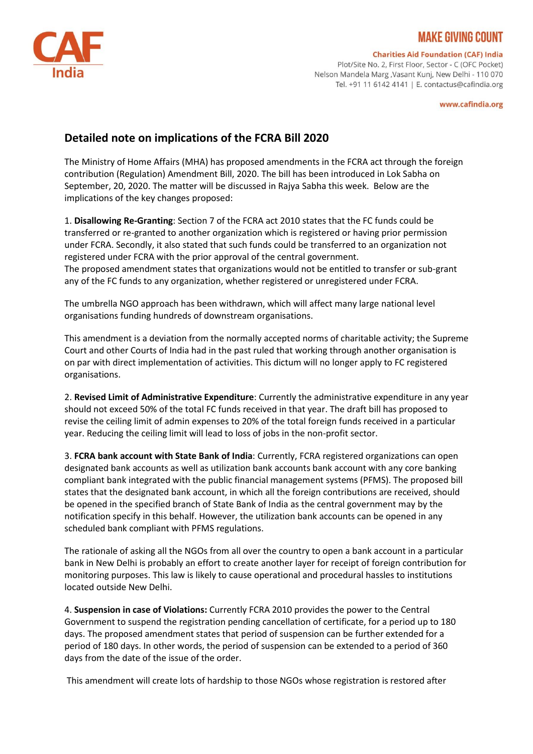CAF India

**MAKE GIVING COUNT**

**Charities Aid Foundation (CAF) India**
Plot/Site No. 2, First Floor, Sector - C (OFC Pocket)
Nelson Mandela Marg ,Vasant Kunj, New Delhi - 110 070
Tel. +91 11 6142 4141 | E. contactus@cafindia.org

www.cafindia.org

## Detailed note on implications of the FCRA Bill 2020

The Ministry of Home Affairs (MHA) has proposed amendments in the FCRA act through the foreign contribution (Regulation) Amendment Bill, 2020. The bill has been introduced in Lok Sabha on September, 20, 2020. The matter will be discussed in Rajya Sabha this week. Below are the implications of the key changes proposed:

1. **Disallowing Re-Granting**: Section 7 of the FCRA act 2010 states that the FC funds could be transferred or re-granted to another organization which is registered or having prior permission under FCRA. Secondly, it also stated that such funds could be transferred to an organization not registered under FCRA with the prior approval of the central government.
The proposed amendment states that organizations would not be entitled to transfer or sub-grant any of the FC funds to any organization, whether registered or unregistered under FCRA.

The umbrella NGO approach has been withdrawn, which will affect many large national level organisations funding hundreds of downstream organisations.

This amendment is a deviation from the normally accepted norms of charitable activity; the Supreme Court and other Courts of India had in the past ruled that working through another organisation is on par with direct implementation of activities. This dictum will no longer apply to FC registered organisations.

2. **Revised Limit of Administrative Expenditure**: Currently the administrative expenditure in any year should not exceed 50% of the total FC funds received in that year. The draft bill has proposed to revise the ceiling limit of admin expenses to 20% of the total foreign funds received in a particular year. Reducing the ceiling limit will lead to loss of jobs in the non-profit sector.

3. **FCRA bank account with State Bank of India**: Currently, FCRA registered organizations can open designated bank accounts as well as utilization bank accounts bank account with any core banking compliant bank integrated with the public financial management systems (PFMS). The proposed bill states that the designated bank account, in which all the foreign contributions are received, should be opened in the specified branch of State Bank of India as the central government may by the notification specify in this behalf. However, the utilization bank accounts can be opened in any scheduled bank compliant with PFMS regulations.

The rationale of asking all the NGOs from all over the country to open a bank account in a particular bank in New Delhi is probably an effort to create another layer for receipt of foreign contribution for monitoring purposes. This law is likely to cause operational and procedural hassles to institutions located outside New Delhi.

4. **Suspension in case of Violations:** Currently FCRA 2010 provides the power to the Central Government to suspend the registration pending cancellation of certificate, for a period up to 180 days. The proposed amendment states that period of suspension can be further extended for a period of 180 days. In other words, the period of suspension can be extended to a period of 360 days from the date of the issue of the order.

This amendment will create lots of hardship to those NGOs whose registration is restored after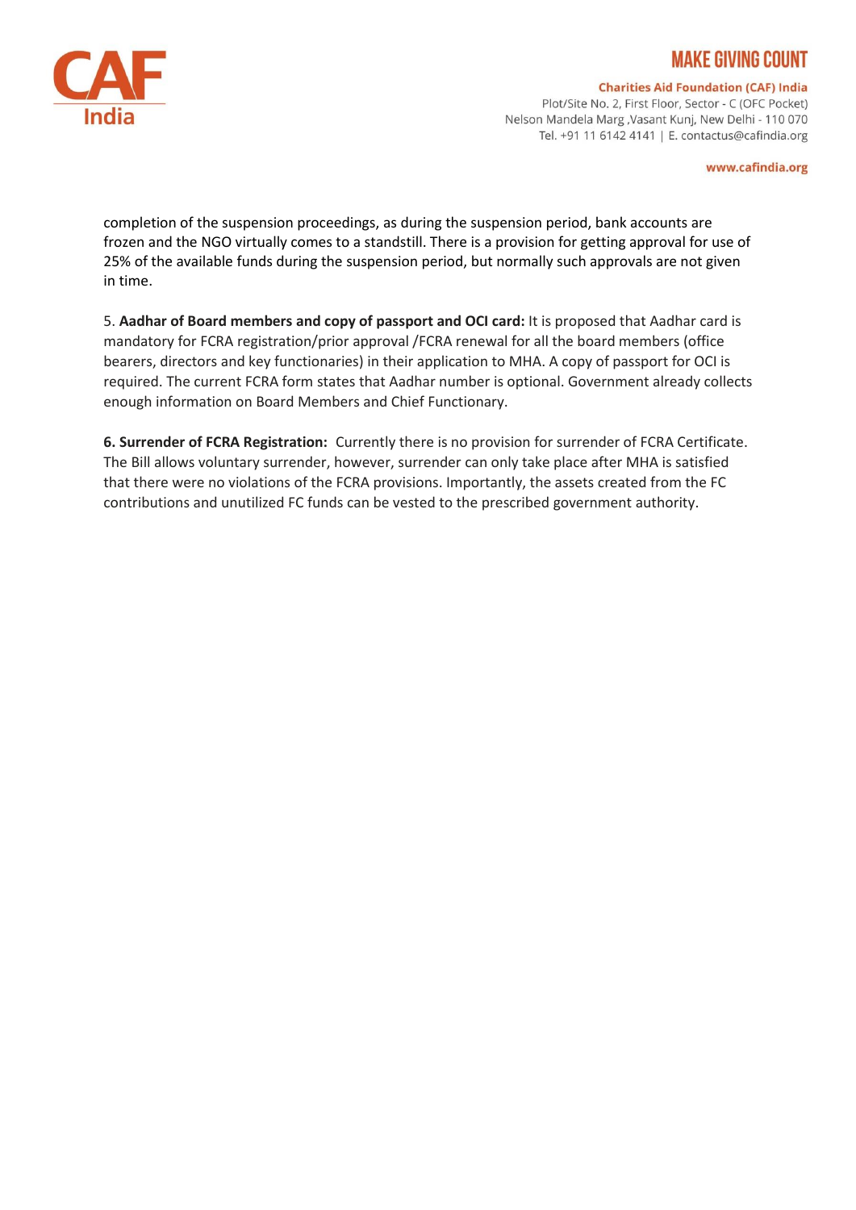completion of the suspension proceedings, as during the suspension period, bank accounts are frozen and the NGO virtually comes to a standstill. There is a provision for getting approval for use of 25% of the available funds during the suspension period, but normally such approvals are not given in time.

5. **Aadhar of Board members and copy of passport and OCI card:** It is proposed that Aadhar card is mandatory for FCRA registration/prior approval /FCRA renewal for all the board members (office bearers, directors and key functionaries) in their application to MHA. A copy of passport for OCI is required. The current FCRA form states that Aadhar number is optional. Government already collects enough information on Board Members and Chief Functionary.

**6. Surrender of FCRA Registration:** Currently there is no provision for surrender of FCRA Certificate. The Bill allows voluntary surrender, however, surrender can only take place after MHA is satisfied that there were no violations of the FCRA provisions. Importantly, the assets created from the FC contributions and unutilized FC funds can be vested to the prescribed government authority.